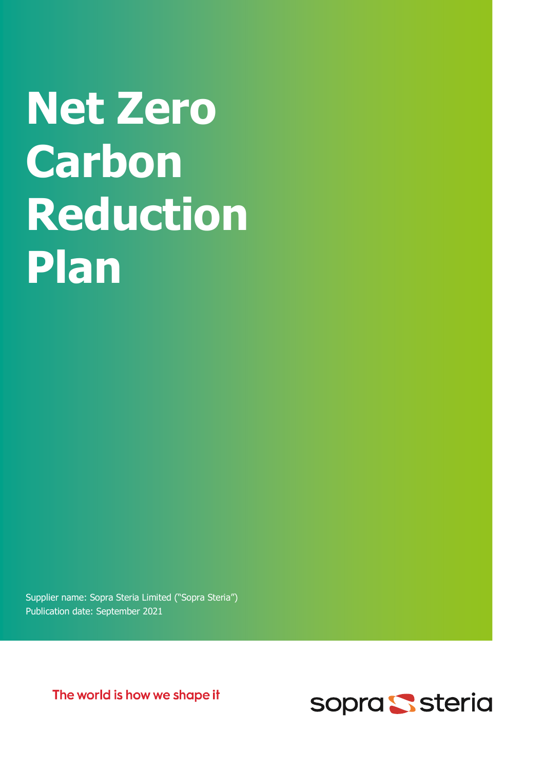# Net Zero Carbon Reduction Plan

Supplier name: Sopra Steria Limited ("Sopra Steria")
Publication date: September 2021

The world is how we shape it

sopra steria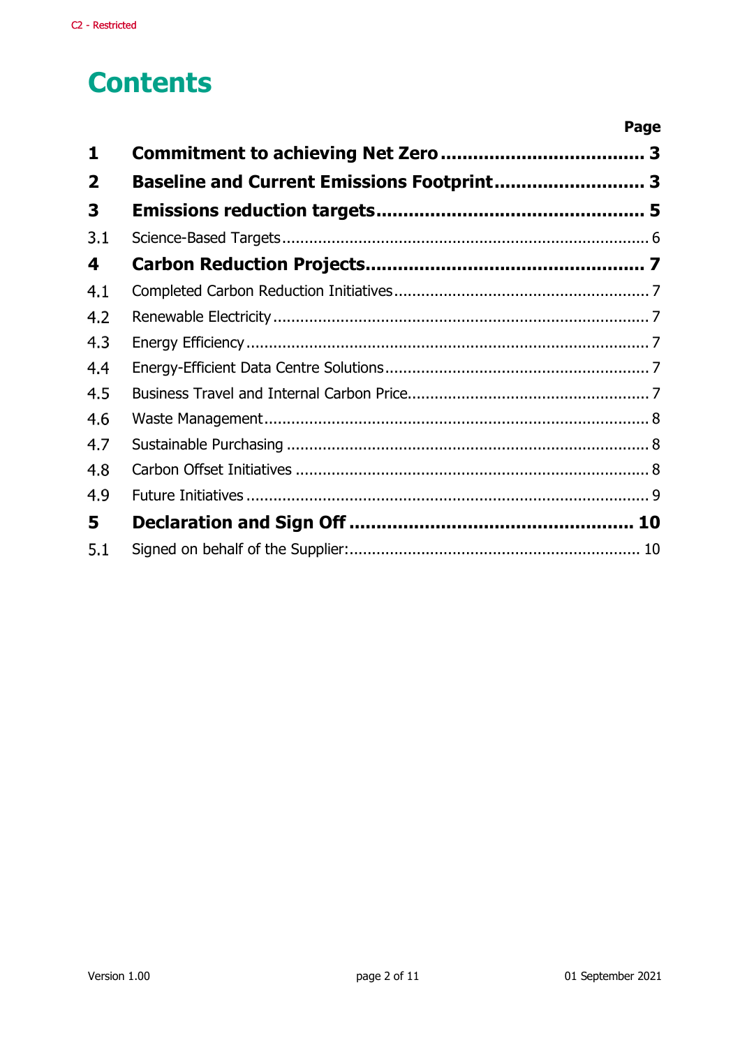# Contents

| | | Page |
|---|---|---|
| **1** | **Commitment to achieving Net Zero** | **3** |
| **2** | **Baseline and Current Emissions Footprint** | **3** |
| **3** | **Emissions reduction targets** | **5** |
| 3.1 | Science-Based Targets | 6 |
| **4** | **Carbon Reduction Projects** | **7** |
| 4.1 | Completed Carbon Reduction Initiatives | 7 |
| 4.2 | Renewable Electricity | 7 |
| 4.3 | Energy Efficiency | 7 |
| 4.4 | Energy-Efficient Data Centre Solutions | 7 |
| 4.5 | Business Travel and Internal Carbon Price | 7 |
| 4.6 | Waste Management | 8 |
| 4.7 | Sustainable Purchasing | 8 |
| 4.8 | Carbon Offset Initiatives | 8 |
| 4.9 | Future Initiatives | 9 |
| **5** | **Declaration and Sign Off** | **10** |
| 5.1 | Signed on behalf of the Supplier: | 10 |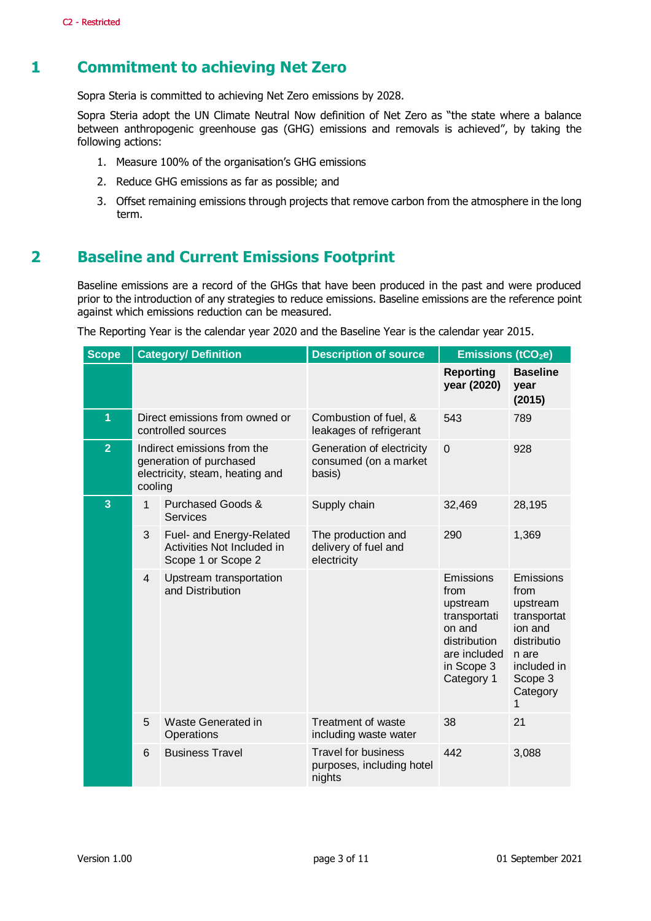# 1 Commitment to achieving Net Zero

Sopra Steria is committed to achieving Net Zero emissions by 2028.

Sopra Steria adopt the UN Climate Neutral Now definition of Net Zero as "the state where a balance between anthropogenic greenhouse gas (GHG) emissions and removals is achieved", by taking the following actions:

1. Measure 100% of the organisation's GHG emissions
2. Reduce GHG emissions as far as possible; and
3. Offset remaining emissions through projects that remove carbon from the atmosphere in the long term.

# 2 Baseline and Current Emissions Footprint

Baseline emissions are a record of the GHGs that have been produced in the past and were produced prior to the introduction of any strategies to reduce emissions. Baseline emissions are the reference point against which emissions reduction can be measured.

The Reporting Year is the calendar year 2020 and the Baseline Year is the calendar year 2015.

| Scope | Category/ Definition | | Description of source | Emissions ($tCO_2e$) | |
|---|---|---|---|---|---|
| | | | | Reporting year (2020) | Baseline year (2015) |
| 1 | Direct emissions from owned or controlled sources | | Combustion of fuel, & leakages of refrigerant | 543 | 789 |
| 2 | Indirect emissions from the generation of purchased electricity, steam, heating and cooling | | Generation of electricity consumed (on a market basis) | 0 | 928 |
| 3 | 1 | Purchased Goods & Services | Supply chain | 32,469 | 28,195 |
| | 3 | Fuel- and Energy-Related Activities Not Included in Scope 1 or Scope 2 | The production and delivery of fuel and electricity | 290 | 1,369 |
| | 4 | Upstream transportation and Distribution | | Emissions from upstream transportation and distribution are included in Scope 3 Category 1 | Emissions from upstream transportation and distribution are included in Scope 3 Category 1 |
| | 5 | Waste Generated in Operations | Treatment of waste including waste water | 38 | 21 |
| | 6 | Business Travel | Travel for business purposes, including hotel nights | 442 | 3,088 |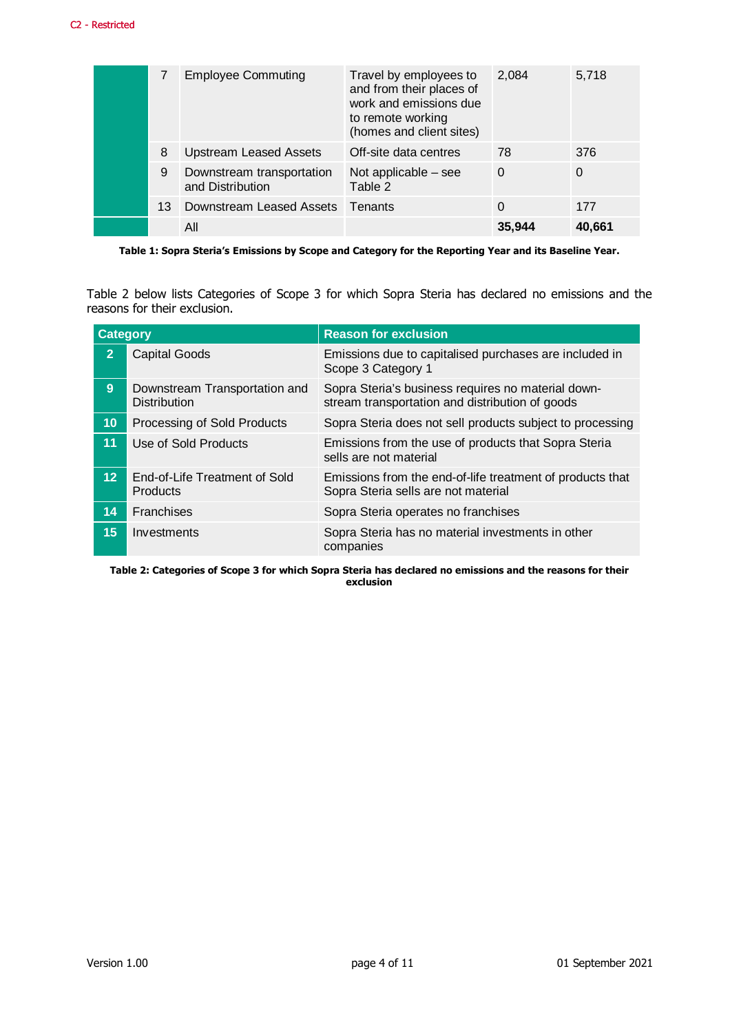|  | 7 | Employee Commuting | Travel by employees to and from their places of work and emissions due to remote working (homes and client sites) | 2,084 | 5,718 |
|---|---|---|---|---|---|
|  | 8 | Upstream Leased Assets | Off-site data centres | 78 | 376 |
|  | 9 | Downstream transportation and Distribution | Not applicable – see Table 2 | 0 | 0 |
|  | 13 | Downstream Leased Assets | Tenants | 0 | 177 |
|  |  | All |  | **35,944** | **40,661** |

**Table 1: Sopra Steria's Emissions by Scope and Category for the Reporting Year and its Baseline Year.**

Table 2 below lists Categories of Scope 3 for which Sopra Steria has declared no emissions and the reasons for their exclusion.

| Category | | Reason for exclusion |
|---|---|---|
| **2** | Capital Goods | Emissions due to capitalised purchases are included in Scope 3 Category 1 |
| **9** | Downstream Transportation and Distribution | Sopra Steria's business requires no material down-stream transportation and distribution of goods |
| **10** | Processing of Sold Products | Sopra Steria does not sell products subject to processing |
| **11** | Use of Sold Products | Emissions from the use of products that Sopra Steria sells are not material |
| **12** | End-of-Life Treatment of Sold Products | Emissions from the end-of-life treatment of products that Sopra Steria sells are not material |
| **14** | Franchises | Sopra Steria operates no franchises |
| **15** | Investments | Sopra Steria has no material investments in other companies |

**Table 2: Categories of Scope 3 for which Sopra Steria has declared no emissions and the reasons for their exclusion**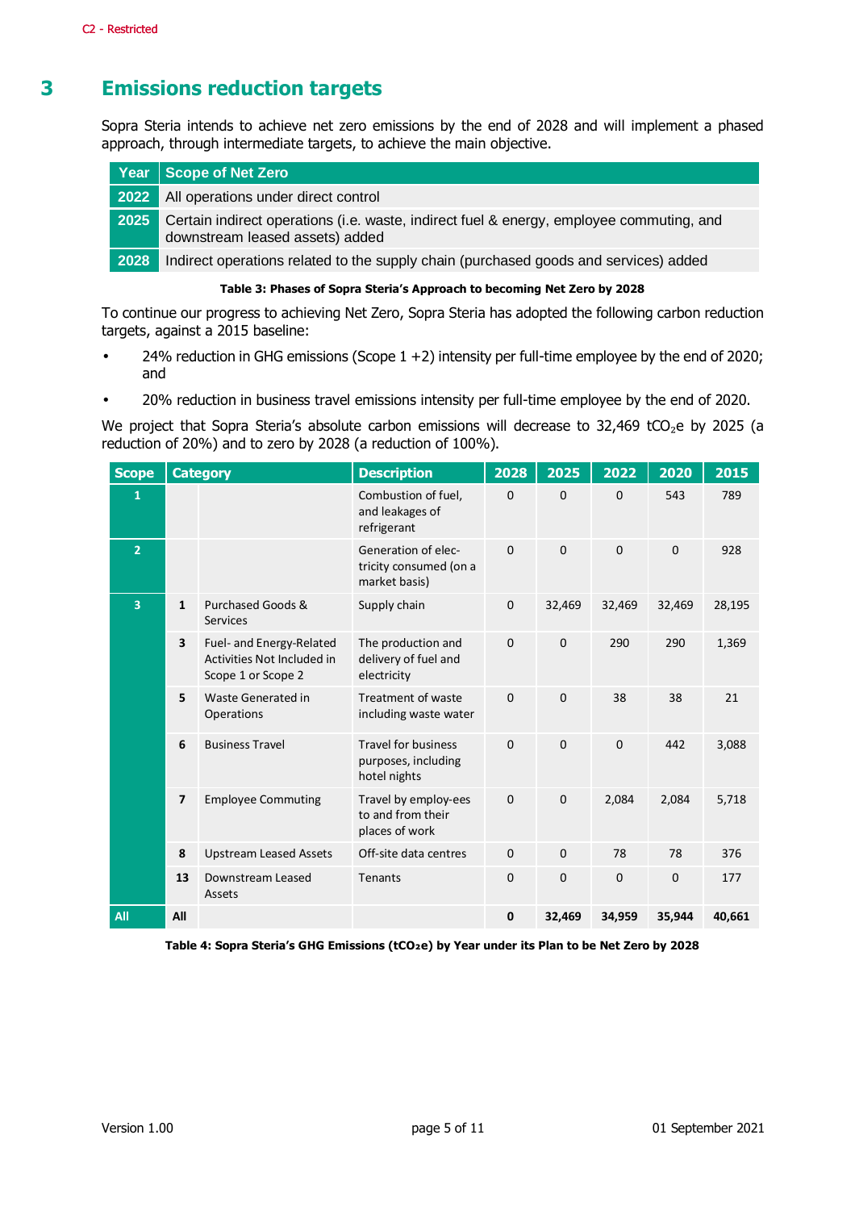# 3 Emissions reduction targets

Sopra Steria intends to achieve net zero emissions by the end of 2028 and will implement a phased approach, through intermediate targets, to achieve the main objective.

| Year | Scope of Net Zero |
|---|---|
| 2022 | All operations under direct control |
| 2025 | Certain indirect operations (i.e. waste, indirect fuel & energy, employee commuting, and downstream leased assets) added |
| 2028 | Indirect operations related to the supply chain (purchased goods and services) added |

**Table 3: Phases of Sopra Steria's Approach to becoming Net Zero by 2028**

To continue our progress to achieving Net Zero, Sopra Steria has adopted the following carbon reduction targets, against a 2015 baseline:

- 24% reduction in GHG emissions (Scope 1 +2) intensity per full-time employee by the end of 2020; and
- 20% reduction in business travel emissions intensity per full-time employee by the end of 2020.

We project that Sopra Steria's absolute carbon emissions will decrease to 32,469 $tCO_2e$ by 2025 (a reduction of 20%) and to zero by 2028 (a reduction of 100%).

| Scope | Category | | Description | 2028 | 2025 | 2022 | 2020 | 2015 |
|---|---|---|---|---|---|---|---|---|
| 1 | | | Combustion of fuel, and leakages of refrigerant | 0 | 0 | 0 | 543 | 789 |
| 2 | | | Generation of electricity consumed (on a market basis) | 0 | 0 | 0 | 0 | 928 |
| 3 | 1 | Purchased Goods & Services | Supply chain | 0 | 32,469 | 32,469 | 32,469 | 28,195 |
| | 3 | Fuel- and Energy-Related Activities Not Included in Scope 1 or Scope 2 | The production and delivery of fuel and electricity | 0 | 0 | 290 | 290 | 1,369 |
| | 5 | Waste Generated in Operations | Treatment of waste including waste water | 0 | 0 | 38 | 38 | 21 |
| | 6 | Business Travel | Travel for business purposes, including hotel nights | 0 | 0 | 0 | 442 | 3,088 |
| | 7 | Employee Commuting | Travel by employees to and from their places of work | 0 | 0 | 2,084 | 2,084 | 5,718 |
| | 8 | Upstream Leased Assets | Off-site data centres | 0 | 0 | 78 | 78 | 376 |
| | 13 | Downstream Leased Assets | Tenants | 0 | 0 | 0 | 0 | 177 |
| All | All | | | **0** | **32,469** | **34,959** | **35,944** | **40,661** |

**Table 4: Sopra Steria's GHG Emissions ($tCO_2e$) by Year under its Plan to be Net Zero by 2028**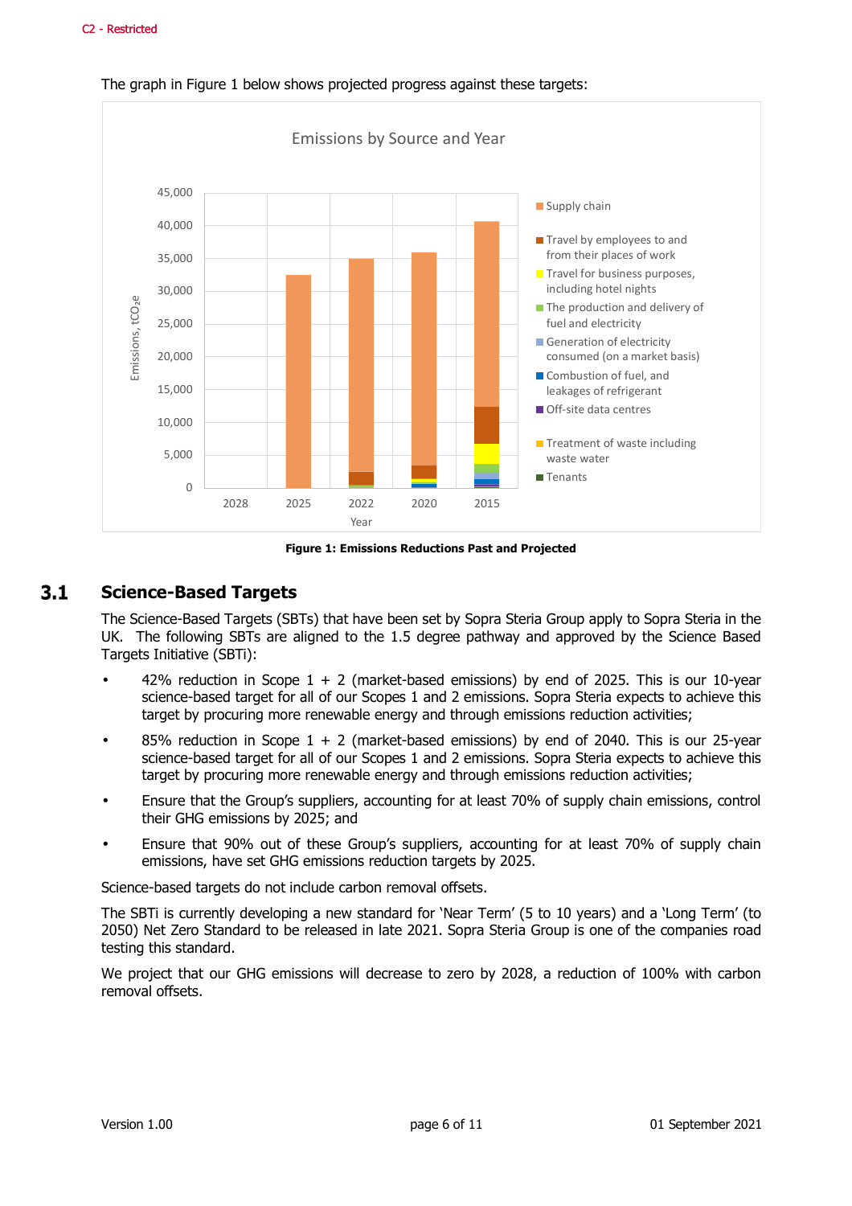The graph in Figure 1 below shows projected progress against these targets:

**Figure 1: Emissions Reductions Past and Projected**

## 3.1 Science-Based Targets

The Science-Based Targets (SBTs) that have been set by Sopra Steria Group apply to Sopra Steria in the UK. The following SBTs are aligned to the 1.5 degree pathway and approved by the Science Based Targets Initiative (SBTi):

- 42% reduction in Scope 1 + 2 (market-based emissions) by end of 2025. This is our 10-year science-based target for all of our Scopes 1 and 2 emissions. Sopra Steria expects to achieve this target by procuring more renewable energy and through emissions reduction activities;
- 85% reduction in Scope 1 + 2 (market-based emissions) by end of 2040. This is our 25-year science-based target for all of our Scopes 1 and 2 emissions. Sopra Steria expects to achieve this target by procuring more renewable energy and through emissions reduction activities;
- Ensure that the Group's suppliers, accounting for at least 70% of supply chain emissions, control their GHG emissions by 2025; and
- Ensure that 90% out of these Group's suppliers, accounting for at least 70% of supply chain emissions, have set GHG emissions reduction targets by 2025.

Science-based targets do not include carbon removal offsets.

The SBTi is currently developing a new standard for 'Near Term' (5 to 10 years) and a 'Long Term' (to 2050) Net Zero Standard to be released in late 2021. Sopra Steria Group is one of the companies road testing this standard.

We project that our GHG emissions will decrease to zero by 2028, a reduction of 100% with carbon removal offsets.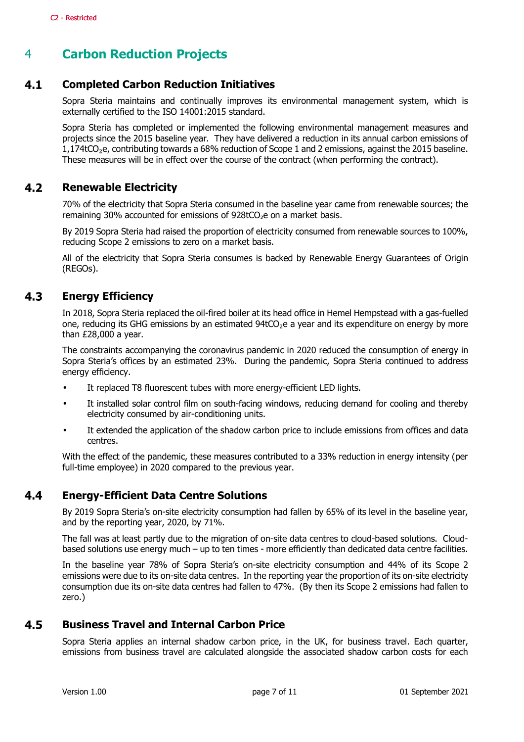# 4 Carbon Reduction Projects

## 4.1 Completed Carbon Reduction Initiatives

Sopra Steria maintains and continually improves its environmental management system, which is externally certified to the ISO 14001:2015 standard.

Sopra Steria has completed or implemented the following environmental management measures and projects since the 2015 baseline year. They have delivered a reduction in its annual carbon emissions of 1,174t$CO_2$e, contributing towards a 68% reduction of Scope 1 and 2 emissions, against the 2015 baseline. These measures will be in effect over the course of the contract (when performing the contract).

## 4.2 Renewable Electricity

70% of the electricity that Sopra Steria consumed in the baseline year came from renewable sources; the remaining 30% accounted for emissions of 928t$CO_2$e on a market basis.

By 2019 Sopra Steria had raised the proportion of electricity consumed from renewable sources to 100%, reducing Scope 2 emissions to zero on a market basis.

All of the electricity that Sopra Steria consumes is backed by Renewable Energy Guarantees of Origin (REGOs).

## 4.3 Energy Efficiency

In 2018, Sopra Steria replaced the oil-fired boiler at its head office in Hemel Hempstead with a gas-fuelled one, reducing its GHG emissions by an estimated 94t$CO_2$e a year and its expenditure on energy by more than £28,000 a year.

The constraints accompanying the coronavirus pandemic in 2020 reduced the consumption of energy in Sopra Steria's offices by an estimated 23%. During the pandemic, Sopra Steria continued to address energy efficiency.

- It replaced T8 fluorescent tubes with more energy-efficient LED lights.
- It installed solar control film on south-facing windows, reducing demand for cooling and thereby electricity consumed by air-conditioning units.
- It extended the application of the shadow carbon price to include emissions from offices and data centres.

With the effect of the pandemic, these measures contributed to a 33% reduction in energy intensity (per full-time employee) in 2020 compared to the previous year.

## 4.4 Energy-Efficient Data Centre Solutions

By 2019 Sopra Steria's on-site electricity consumption had fallen by 65% of its level in the baseline year, and by the reporting year, 2020, by 71%.

The fall was at least partly due to the migration of on-site data centres to cloud-based solutions. Cloud-based solutions use energy much – up to ten times - more efficiently than dedicated data centre facilities.

In the baseline year 78% of Sopra Steria's on-site electricity consumption and 44% of its Scope 2 emissions were due to its on-site data centres. In the reporting year the proportion of its on-site electricity consumption due its on-site data centres had fallen to 47%. (By then its Scope 2 emissions had fallen to zero.)

## 4.5 Business Travel and Internal Carbon Price

Sopra Steria applies an internal shadow carbon price, in the UK, for business travel. Each quarter, emissions from business travel are calculated alongside the associated shadow carbon costs for each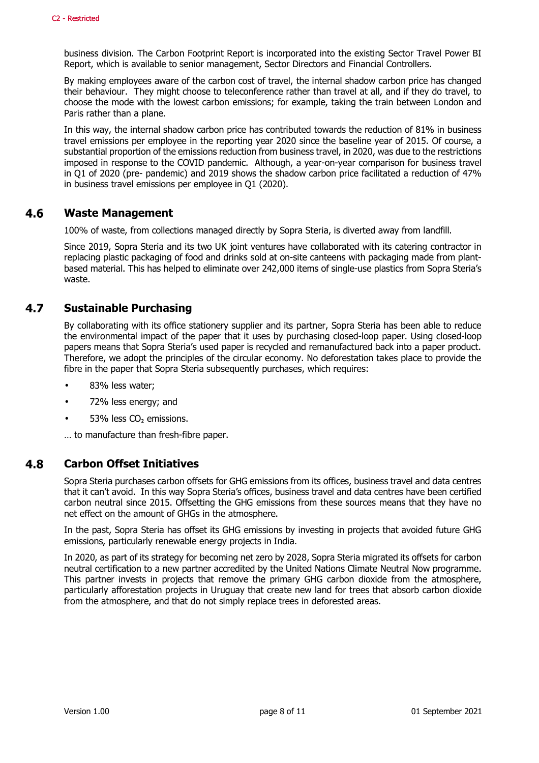business division. The Carbon Footprint Report is incorporated into the existing Sector Travel Power BI Report, which is available to senior management, Sector Directors and Financial Controllers.

By making employees aware of the carbon cost of travel, the internal shadow carbon price has changed their behaviour. They might choose to teleconference rather than travel at all, and if they do travel, to choose the mode with the lowest carbon emissions; for example, taking the train between London and Paris rather than a plane.

In this way, the internal shadow carbon price has contributed towards the reduction of 81% in business travel emissions per employee in the reporting year 2020 since the baseline year of 2015. Of course, a substantial proportion of the emissions reduction from business travel, in 2020, was due to the restrictions imposed in response to the COVID pandemic. Although, a year-on-year comparison for business travel in Q1 of 2020 (pre- pandemic) and 2019 shows the shadow carbon price facilitated a reduction of 47% in business travel emissions per employee in Q1 (2020).

## 4.6 Waste Management

100% of waste, from collections managed directly by Sopra Steria, is diverted away from landfill.

Since 2019, Sopra Steria and its two UK joint ventures have collaborated with its catering contractor in replacing plastic packaging of food and drinks sold at on-site canteens with packaging made from plant-based material. This has helped to eliminate over 242,000 items of single-use plastics from Sopra Steria's waste.

## 4.7 Sustainable Purchasing

By collaborating with its office stationery supplier and its partner, Sopra Steria has been able to reduce the environmental impact of the paper that it uses by purchasing closed-loop paper. Using closed-loop papers means that Sopra Steria's used paper is recycled and remanufactured back into a paper product. Therefore, we adopt the principles of the circular economy. No deforestation takes place to provide the fibre in the paper that Sopra Steria subsequently purchases, which requires:

- 83% less water;
- 72% less energy; and
- 53% less $CO_2$ emissions.

… to manufacture than fresh-fibre paper.

## 4.8 Carbon Offset Initiatives

Sopra Steria purchases carbon offsets for GHG emissions from its offices, business travel and data centres that it can't avoid. In this way Sopra Steria's offices, business travel and data centres have been certified carbon neutral since 2015. Offsetting the GHG emissions from these sources means that they have no net effect on the amount of GHGs in the atmosphere.

In the past, Sopra Steria has offset its GHG emissions by investing in projects that avoided future GHG emissions, particularly renewable energy projects in India.

In 2020, as part of its strategy for becoming net zero by 2028, Sopra Steria migrated its offsets for carbon neutral certification to a new partner accredited by the United Nations Climate Neutral Now programme. This partner invests in projects that remove the primary GHG carbon dioxide from the atmosphere, particularly afforestation projects in Uruguay that create new land for trees that absorb carbon dioxide from the atmosphere, and that do not simply replace trees in deforested areas.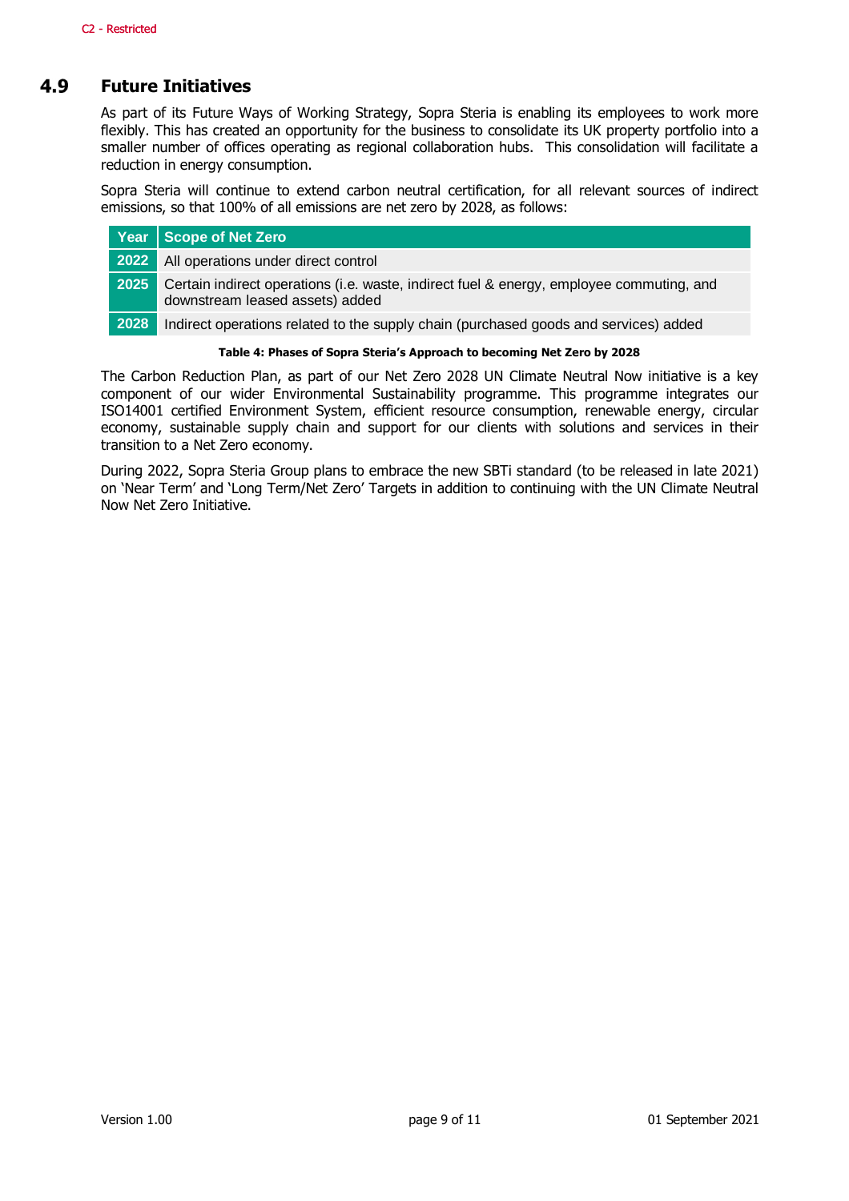## 4.9 Future Initiatives

As part of its Future Ways of Working Strategy, Sopra Steria is enabling its employees to work more flexibly. This has created an opportunity for the business to consolidate its UK property portfolio into a smaller number of offices operating as regional collaboration hubs. This consolidation will facilitate a reduction in energy consumption.

Sopra Steria will continue to extend carbon neutral certification, for all relevant sources of indirect emissions, so that 100% of all emissions are net zero by 2028, as follows:

| Year | Scope of Net Zero |
|---|---|
| 2022 | All operations under direct control |
| 2025 | Certain indirect operations (i.e. waste, indirect fuel & energy, employee commuting, and downstream leased assets) added |
| 2028 | Indirect operations related to the supply chain (purchased goods and services) added |

**Table 4: Phases of Sopra Steria's Approach to becoming Net Zero by 2028**

The Carbon Reduction Plan, as part of our Net Zero 2028 UN Climate Neutral Now initiative is a key component of our wider Environmental Sustainability programme. This programme integrates our ISO14001 certified Environment System, efficient resource consumption, renewable energy, circular economy, sustainable supply chain and support for our clients with solutions and services in their transition to a Net Zero economy.

During 2022, Sopra Steria Group plans to embrace the new SBTi standard (to be released in late 2021) on 'Near Term' and 'Long Term/Net Zero' Targets in addition to continuing with the UN Climate Neutral Now Net Zero Initiative.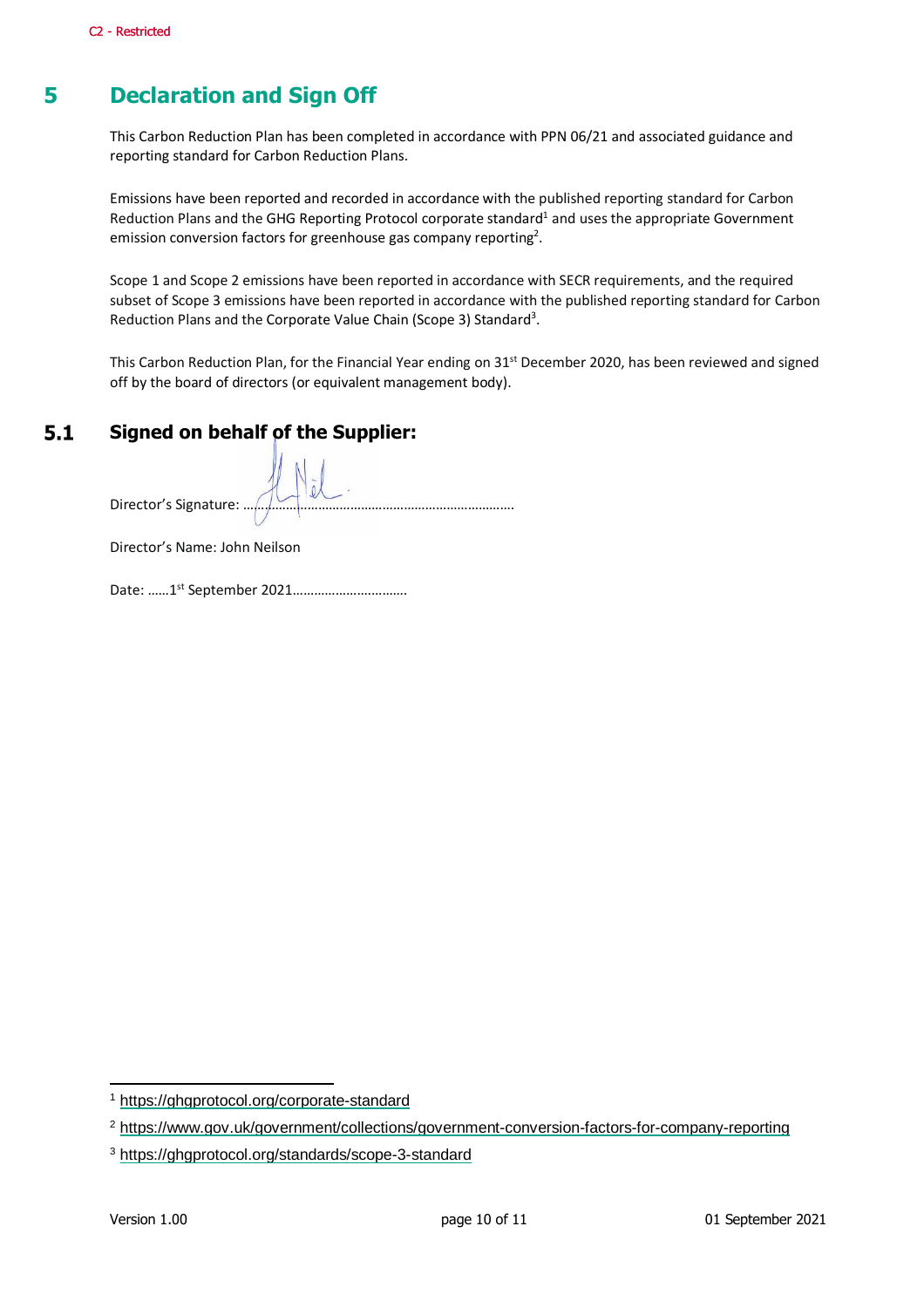# 5 Declaration and Sign Off

This Carbon Reduction Plan has been completed in accordance with PPN 06/21 and associated guidance and reporting standard for Carbon Reduction Plans.

Emissions have been reported and recorded in accordance with the published reporting standard for Carbon Reduction Plans and the GHG Reporting Protocol corporate standard[1] and uses the appropriate Government emission conversion factors for greenhouse gas company reporting[2].

Scope 1 and Scope 2 emissions have been reported in accordance with SECR requirements, and the required subset of Scope 3 emissions have been reported in accordance with the published reporting standard for Carbon Reduction Plans and the Corporate Value Chain (Scope 3) Standard[3].

This Carbon Reduction Plan, for the Financial Year ending on 31st December 2020, has been reviewed and signed off by the board of directors (or equivalent management body).

## 5.1 Signed on behalf of the Supplier:

Director's Signature: ……………………………………………………………………………

Director's Name: John Neilson

Date: ……1st September 2021……………………………

---

[1] https://ghgprotocol.org/corporate-standard

[2] https://www.gov.uk/government/collections/government-conversion-factors-for-company-reporting

[3] https://ghgprotocol.org/standards/scope-3-standard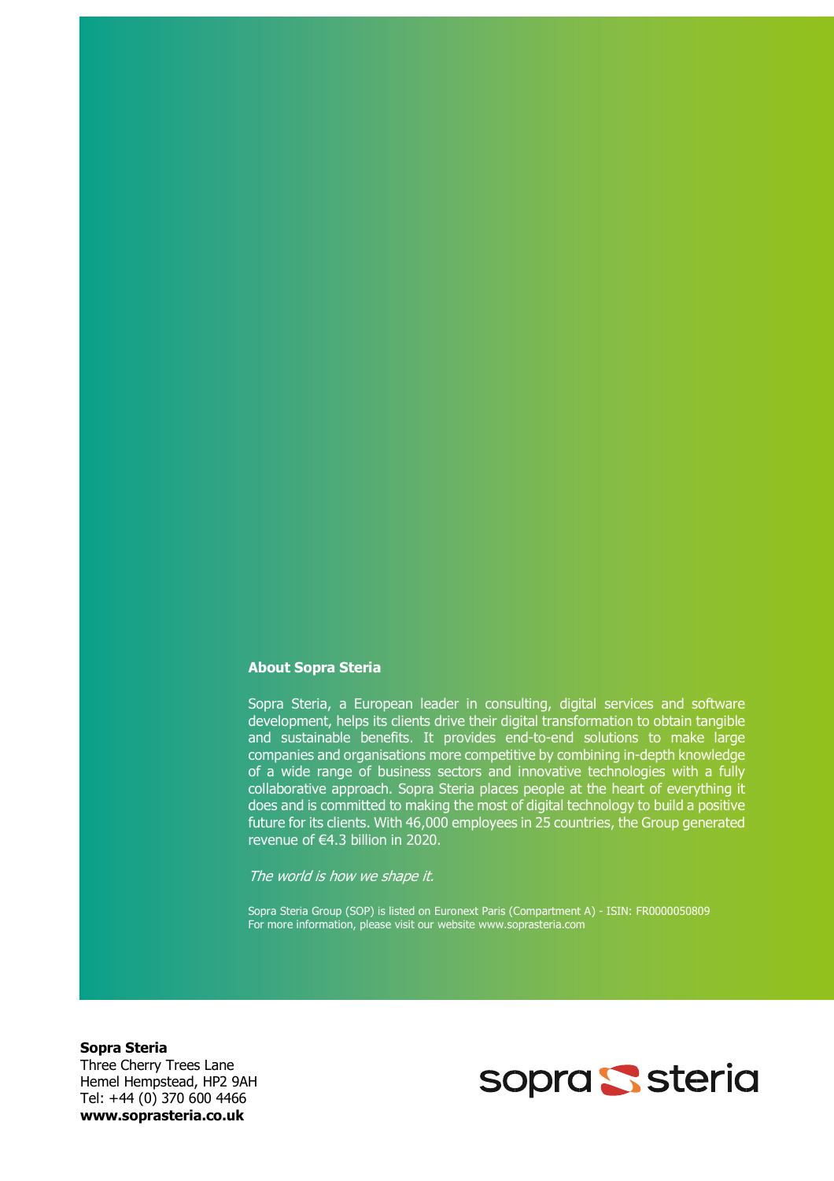**About Sopra Steria**

Sopra Steria, a European leader in consulting, digital services and software development, helps its clients drive their digital transformation to obtain tangible and sustainable benefits. It provides end-to-end solutions to make large companies and organisations more competitive by combining in-depth knowledge of a wide range of business sectors and innovative technologies with a fully collaborative approach. Sopra Steria places people at the heart of everything it does and is committed to making the most of digital technology to build a positive future for its clients. With 46,000 employees in 25 countries, the Group generated revenue of €4.3 billion in 2020.

*The world is how we shape it.*

Sopra Steria Group (SOP) is listed on Euronext Paris (Compartment A) - ISIN: FR0000050809
For more information, please visit our website www.soprasteria.com

**Sopra Steria**
Three Cherry Trees Lane
Hemel Hempstead, HP2 9AH
Tel: +44 (0) 370 600 4466
**www.soprasteria.co.uk**

sopra steria